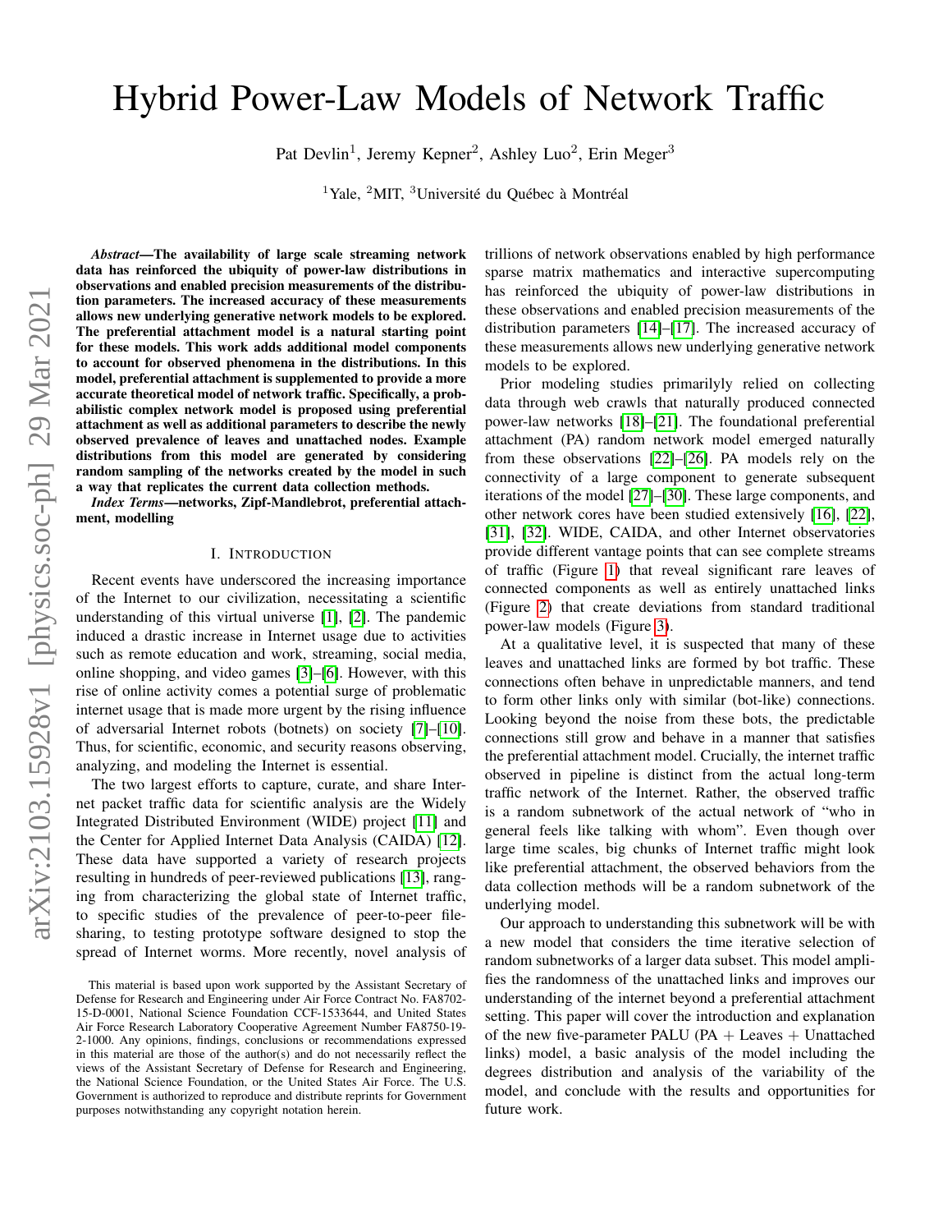# Hybrid Power-Law Models of Network Traffic

Pat Devlin[1], Jeremy Kepner[2], Ashley Luo[2], Erin Meger[3]

[1]Yale, [2]MIT, [3]Université du Québec à Montréal

***Abstract*—The availability of large scale streaming network data has reinforced the ubiquity of power-law distributions in observations and enabled precision measurements of the distribution parameters. The increased accuracy of these measurements allows new underlying generative network models to be explored. The preferential attachment model is a natural starting point for these models. This work adds additional model components to account for observed phenomena in the distributions. In this model, preferential attachment is supplemented to provide a more accurate theoretical model of network traffic. Specifically, a probabilistic complex network model is proposed using preferential attachment as well as additional parameters to describe the newly observed prevalence of leaves and unattached nodes. Example distributions from this model are generated by considering random sampling of the networks created by the model in such a way that replicates the current data collection methods.**

***Index Terms*—networks, Zipf-Mandlebrot, preferential attachment, modelling**

## I. Introduction

Recent events have underscored the increasing importance of the Internet to our civilization, necessitating a scientific understanding of this virtual universe [1], [2]. The pandemic induced a drastic increase in Internet usage due to activities such as remote education and work, streaming, social media, online shopping, and video games [3]–[6]. However, with this rise of online activity comes a potential surge of problematic internet usage that is made more urgent by the rising influence of adversarial Internet robots (botnets) on society [7]–[10]. Thus, for scientific, economic, and security reasons observing, analyzing, and modeling the Internet is essential.

The two largest efforts to capture, curate, and share Internet packet traffic data for scientific analysis are the Widely Integrated Distributed Environment (WIDE) project [11] and the Center for Applied Internet Data Analysis (CAIDA) [12]. These data have supported a variety of research projects resulting in hundreds of peer-reviewed publications [13], ranging from characterizing the global state of Internet traffic, to specific studies of the prevalence of peer-to-peer file-sharing, to testing prototype software designed to stop the spread of Internet worms. More recently, novel analysis of trillions of network observations enabled by high performance sparse matrix mathematics and interactive supercomputing has reinforced the ubiquity of power-law distributions in these observations and enabled precision measurements of the distribution parameters [14]–[17]. The increased accuracy of these measurements allows new underlying generative network models to be explored.

Prior modeling studies primarilyly relied on collecting data through web crawls that naturally produced connected power-law networks [18]–[21]. The foundational preferential attachment (PA) random network model emerged naturally from these observations [22]–[26]. PA models rely on the connectivity of a large component to generate subsequent iterations of the model [27]–[30]. These large components, and other network cores have been studied extensively [16], [22], [31], [32]. WIDE, CAIDA, and other Internet observatories provide different vantage points that can see complete streams of traffic (Figure 1) that reveal significant rare leaves of connected components as well as entirely unattached links (Figure 2) that create deviations from standard traditional power-law models (Figure 3).

At a qualitative level, it is suspected that many of these leaves and unattached links are formed by bot traffic. These connections often behave in unpredictable manners, and tend to form other links only with similar (bot-like) connections. Looking beyond the noise from these bots, the predictable connections still grow and behave in a manner that satisfies the preferential attachment model. Crucially, the internet traffic observed in pipeline is distinct from the actual long-term traffic network of the Internet. Rather, the observed traffic is a random subnetwork of the actual network of "who in general feels like talking with whom". Even though over large time scales, big chunks of Internet traffic might look like preferential attachment, the observed behaviors from the data collection methods will be a random subnetwork of the underlying model.

Our approach to understanding this subnetwork will be with a new model that considers the time iterative selection of random subnetworks of a larger data subset. This model amplifies the randomness of the unattached links and improves our understanding of the internet beyond a preferential attachment setting. This paper will cover the introduction and explanation of the new five-parameter PALU (PA + Leaves + Unattached links) model, a basic analysis of the model including the degrees distribution and analysis of the variability of the model, and conclude with the results and opportunities for future work.

This material is based upon work supported by the Assistant Secretary of Defense for Research and Engineering under Air Force Contract No. FA8702-15-D-0001, National Science Foundation CCF-1533644, and United States Air Force Research Laboratory Cooperative Agreement Number FA8750-19-2-1000. Any opinions, findings, conclusions or recommendations expressed in this material are those of the author(s) and do not necessarily reflect the views of the Assistant Secretary of Defense for Research and Engineering, the National Science Foundation, or the United States Air Force. The U.S. Government is authorized to reproduce and distribute reprints for Government purposes notwithstanding any copyright notation herein.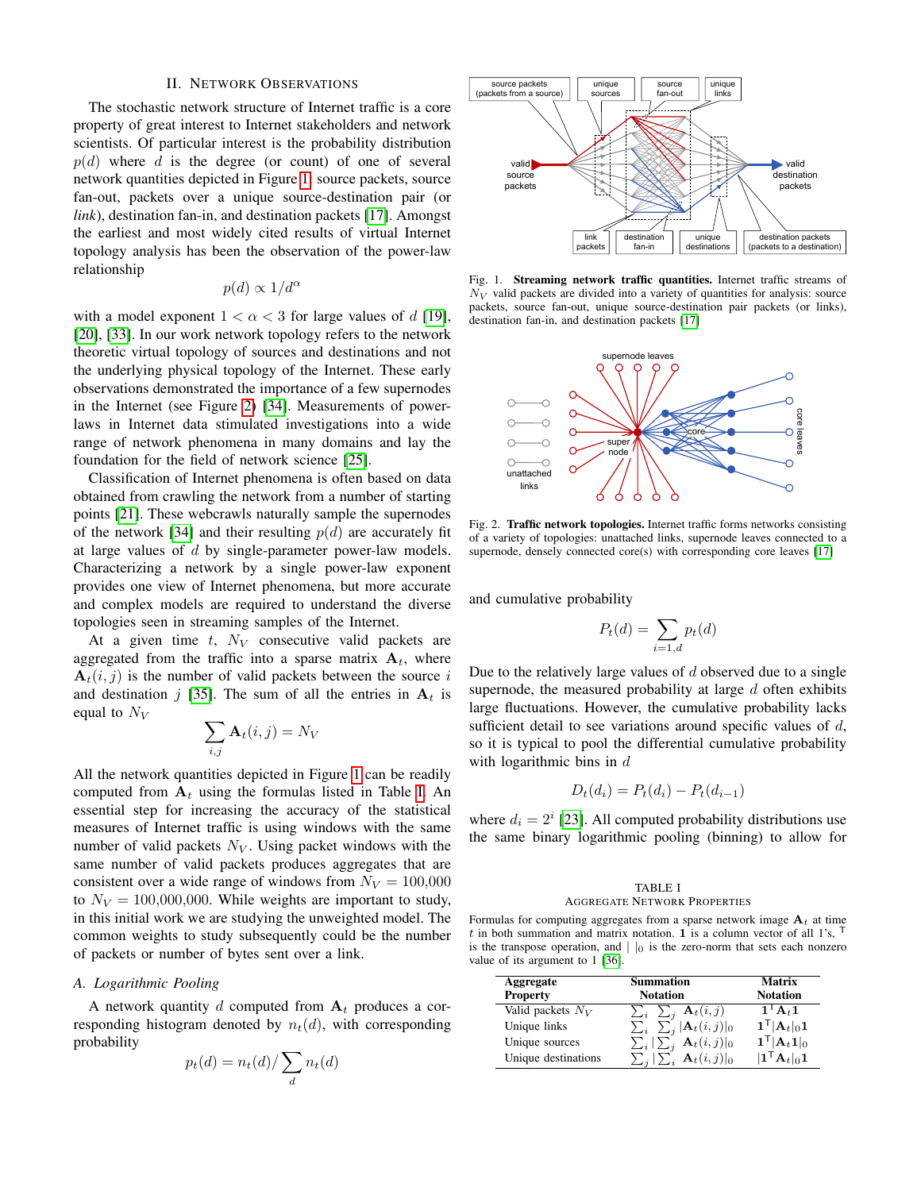## II. Network Observations

The stochastic network structure of Internet traffic is a core property of great interest to Internet stakeholders and network scientists. Of particular interest is the probability distribution $p(d)$ where $d$ is the degree (or count) of one of several network quantities depicted in Figure 1: source packets, source fan-out, packets over a unique source-destination pair (or *link*), destination fan-in, and destination packets [17]. Amongst the earliest and most widely cited results of virtual Internet topology analysis has been the observation of the power-law relationship

$$p(d) \propto 1/d^{\alpha}$$

with a model exponent $1 < \alpha < 3$ for large values of $d$ [19], [20], [33]. In our work network topology refers to the network theoretic virtual topology of sources and destinations and not the underlying physical topology of the Internet. These early observations demonstrated the importance of a few supernodes in the Internet (see Figure 2) [34]. Measurements of power-laws in Internet data stimulated investigations into a wide range of network phenomena in many domains and lay the foundation for the field of network science [25].

Classification of Internet phenomena is often based on data obtained from crawling the network from a number of starting points [21]. These webcrawls naturally sample the supernodes of the network [34] and their resulting $p(d)$ are accurately fit at large values of $d$ by single-parameter power-law models. Characterizing a network by a single power-law exponent provides one view of Internet phenomena, but more accurate and complex models are required to understand the diverse topologies seen in streaming samples of the Internet.

At a given time $t$, $N_V$ consecutive valid packets are aggregated from the traffic into a sparse matrix $\mathbf{A}_t$, where $\mathbf{A}_t(i,j)$ is the number of valid packets between the source $i$ and destination $j$ [35]. The sum of all the entries in $\mathbf{A}_t$ is equal to $N_V$

$$\sum_{i,j} \mathbf{A}_t(i,j) = N_V$$

All the network quantities depicted in Figure 1 can be readily computed from $\mathbf{A}_t$ using the formulas listed in Table I. An essential step for increasing the accuracy of the statistical measures of Internet traffic is using windows with the same number of valid packets $N_V$. Using packet windows with the same number of valid packets produces aggregates that are consistent over a wide range of windows from $N_V = 100{,}000$ to $N_V = 100{,}000{,}000$. While weights are important to study, in this initial work we are studying the unweighted model. The common weights to study subsequently could be the number of packets or number of bytes sent over a link.

### A. Logarithmic Pooling

A network quantity $d$ computed from $\mathbf{A}_t$ produces a corresponding histogram denoted by $n_t(d)$, with corresponding probability

$$p_t(d) = n_t(d) / \sum_d n_t(d)$$

and cumulative probability

$$P_t(d) = \sum_{i=1,d} p_t(d)$$

Due to the relatively large values of $d$ observed due to a single supernode, the measured probability at large $d$ often exhibits large fluctuations. However, the cumulative probability lacks sufficient detail to see variations around specific values of $d$, so it is typical to pool the differential cumulative probability with logarithmic bins in $d$

$$D_t(d_i) = P_t(d_i) - P_t(d_{i-1})$$

where $d_i = 2^i$ [23]. All computed probability distributions use the same binary logarithmic pooling (binning) to allow for

source packets (packets from a source)
unique sources
source fan-out
unique links
valid source packets
valid destination packets
link packets
destination fan-in
unique destinations
destination packets (packets to a destination)

Fig. 1. **Streaming network traffic quantities.** Internet traffic streams of $N_V$ valid packets are divided into a variety of quantities for analysis: source packets, source fan-out, unique source-destination pair packets (or links), destination fan-in, and destination packets [17]

supernode leaves
unattached links
super node
core
core leaves

Fig. 2. **Traffic network topologies.** Internet traffic forms networks consisting of a variety of topologies: unattached links, supernode leaves connected to a supernode, densely connected core(s) with corresponding core leaves [17]

TABLE I
Aggregate Network Properties

Formulas for computing aggregates from a sparse network image $\mathbf{A}_t$ at time $t$ in both summation and matrix notation. $\mathbf{1}$ is a column vector of all 1's, $^\mathsf{T}$ is the transpose operation, and $|\,|_0$ is the zero-norm that sets each nonzero value of its argument to 1 [36].

| Aggregate Property | Summation Notation | Matrix Notation |
|---|---|---|
| Valid packets $N_V$ | $\sum_i \sum_j \mathbf{A}_t(i,j)$ | $\mathbf{1}^\mathsf{T}\mathbf{A}_t\mathbf{1}$ |
| Unique links | $\sum_i \sum_j \lvert\mathbf{A}_t(i,j)\rvert_0$ | $\mathbf{1}^\mathsf{T}\lvert\mathbf{A}_t\rvert_0\mathbf{1}$ |
| Unique sources | $\sum_i \lvert\sum_j \mathbf{A}_t(i,j)\rvert_0$ | $\mathbf{1}^\mathsf{T}\lvert\mathbf{A}_t\mathbf{1}\rvert_0$ |
| Unique destinations | $\sum_j \lvert\sum_i \mathbf{A}_t(i,j)\rvert_0$ | $\lvert\mathbf{1}^\mathsf{T}\mathbf{A}_t\rvert_0\mathbf{1}$ |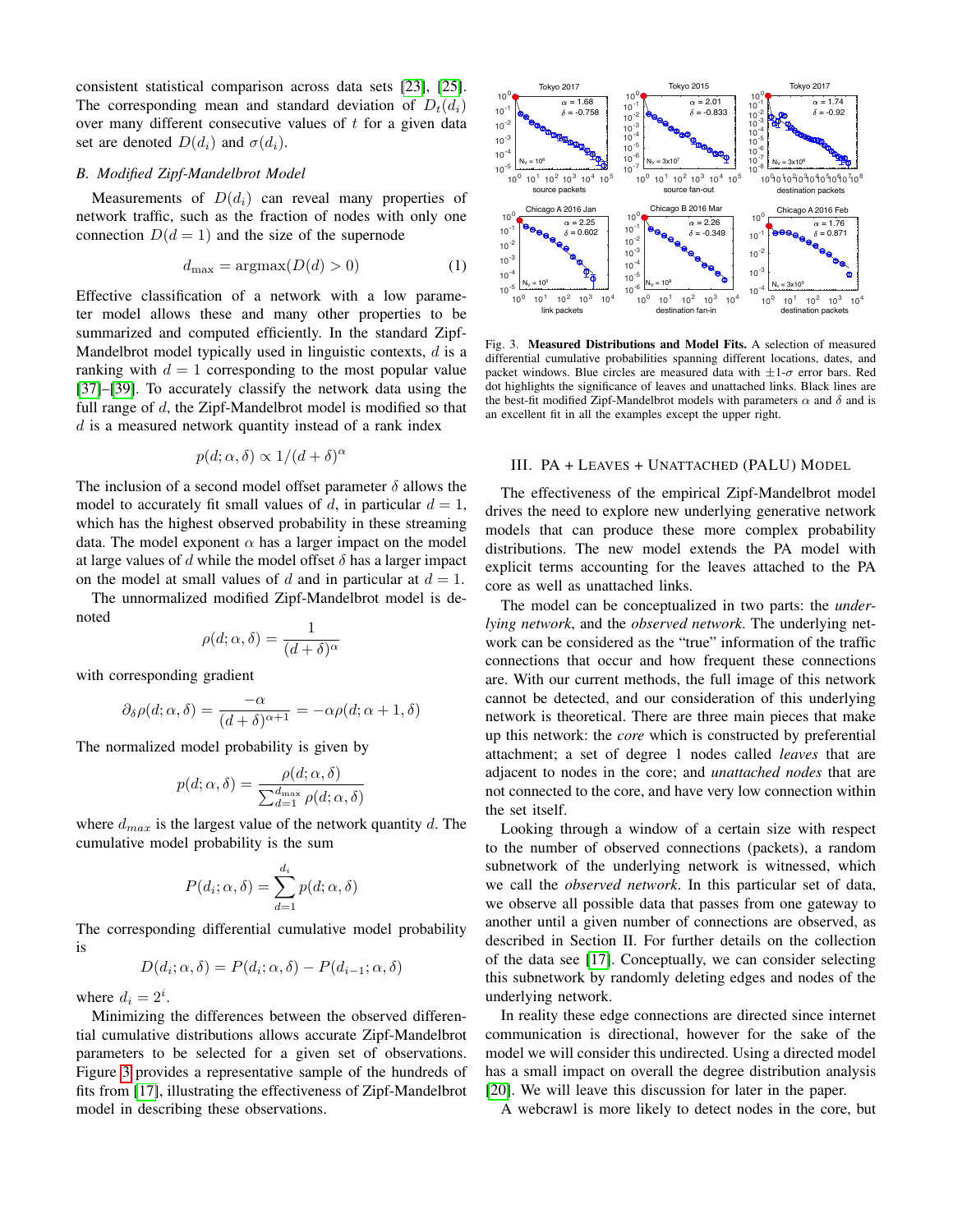consistent statistical comparison across data sets [23], [25]. The corresponding mean and standard deviation of $D_t(d_i)$ over many different consecutive values of $t$ for a given data set are denoted $D(d_i)$ and $\sigma(d_i)$.

### B. Modified Zipf-Mandelbrot Model

Measurements of $D(d_i)$ can reveal many properties of network traffic, such as the fraction of nodes with only one connection $D(d = 1)$ and the size of the supernode

$$d_{\max} = \text{argmax}(D(d) > 0) \qquad (1)$$

Effective classification of a network with a low parameter model allows these and many other properties to be summarized and computed efficiently. In the standard Zipf-Mandelbrot model typically used in linguistic contexts, $d$ is a ranking with $d = 1$ corresponding to the most popular value [37]–[39]. To accurately classify the network data using the full range of $d$, the Zipf-Mandelbrot model is modified so that $d$ is a measured network quantity instead of a rank index

$$p(d; \alpha, \delta) \propto 1/(d + \delta)^{\alpha}$$

The inclusion of a second model offset parameter $\delta$ allows the model to accurately fit small values of $d$, in particular $d = 1$, which has the highest observed probability in these streaming data. The model exponent $\alpha$ has a larger impact on the model at large values of $d$ while the model offset $\delta$ has a larger impact on the model at small values of $d$ and in particular at $d = 1$.

The unnormalized modified Zipf-Mandelbrot model is denoted

$$\rho(d; \alpha, \delta) = \frac{1}{(d + \delta)^{\alpha}}$$

with corresponding gradient

$$\partial_{\delta}\rho(d; \alpha, \delta) = \frac{-\alpha}{(d + \delta)^{\alpha+1}} = -\alpha\rho(d; \alpha + 1, \delta)$$

The normalized model probability is given by

$$p(d; \alpha, \delta) = \frac{\rho(d; \alpha, \delta)}{\sum_{d=1}^{d_{\max}} \rho(d; \alpha, \delta)}$$

where $d_{max}$ is the largest value of the network quantity $d$. The cumulative model probability is the sum

$$P(d_i; \alpha, \delta) = \sum_{d=1}^{d_i} p(d; \alpha, \delta)$$

The corresponding differential cumulative model probability is

$$D(d_i; \alpha, \delta) = P(d_i; \alpha, \delta) - P(d_{i-1}; \alpha, \delta)$$

where $d_i = 2^i$.

Minimizing the differences between the observed differential cumulative distributions allows accurate Zipf-Mandelbrot parameters to be selected for a given set of observations. Figure 3 provides a representative sample of the hundreds of fits from [17], illustrating the effectiveness of Zipf-Mandelbrot model in describing these observations.

Tokyo 2017
α = 1.68
δ = -0.758
N_V = 10^6
source packets

Tokyo 2015
α = 2.01
δ = -0.833
N_V = 3x10^7
source fan-out

Tokyo 2017
α = 1.74
δ = -0.92
N_V = 3x10^8
destination packets

Chicago A 2016 Jan
α = 2.25
δ = 0.602
N_V = 10^5
link packets

Chicago B 2016 Mar
α = 2.26
δ = -0.349
N_V = 10^8
destination fan-in

Chicago A 2016 Feb
α = 1.76
δ = 0.871
N_V = 3x10^5
destination packets

Fig. 3. **Measured Distributions and Model Fits.** A selection of measured differential cumulative probabilities spanning different locations, dates, and packet windows. Blue circles are measured data with ±1-σ error bars. Red dot highlights the significance of leaves and unattached links. Black lines are the best-fit modified Zipf-Mandelbrot models with parameters α and δ and is an excellent fit in all the examples except the upper right.

## III. PA + Leaves + Unattached (PALU) Model

The effectiveness of the empirical Zipf-Mandelbrot model drives the need to explore new underlying generative network models that can produce these more complex probability distributions. The new model extends the PA model with explicit terms accounting for the leaves attached to the PA core as well as unattached links.

The model can be conceptualized in two parts: the *underlying network*, and the *observed network*. The underlying network can be considered as the "true" information of the traffic connections that occur and how frequent these connections are. With our current methods, the full image of this network cannot be detected, and our consideration of this underlying network is theoretical. There are three main pieces that make up this network: the *core* which is constructed by preferential attachment; a set of degree 1 nodes called *leaves* that are adjacent to nodes in the core; and *unattached nodes* that are not connected to the core, and have very low connection within the set itself.

Looking through a window of a certain size with respect to the number of observed connections (packets), a random subnetwork of the underlying network is witnessed, which we call the *observed network*. In this particular set of data, we observe all possible data that passes from one gateway to another until a given number of connections are observed, as described in Section II. For further details on the collection of the data see [17]. Conceptually, we can consider selecting this subnetwork by randomly deleting edges and nodes of the underlying network.

In reality these edge connections are directed since internet communication is directional, however for the sake of the model we will consider this undirected. Using a directed model has a small impact on overall the degree distribution analysis [20]. We will leave this discussion for later in the paper.

A webcrawl is more likely to detect nodes in the core, but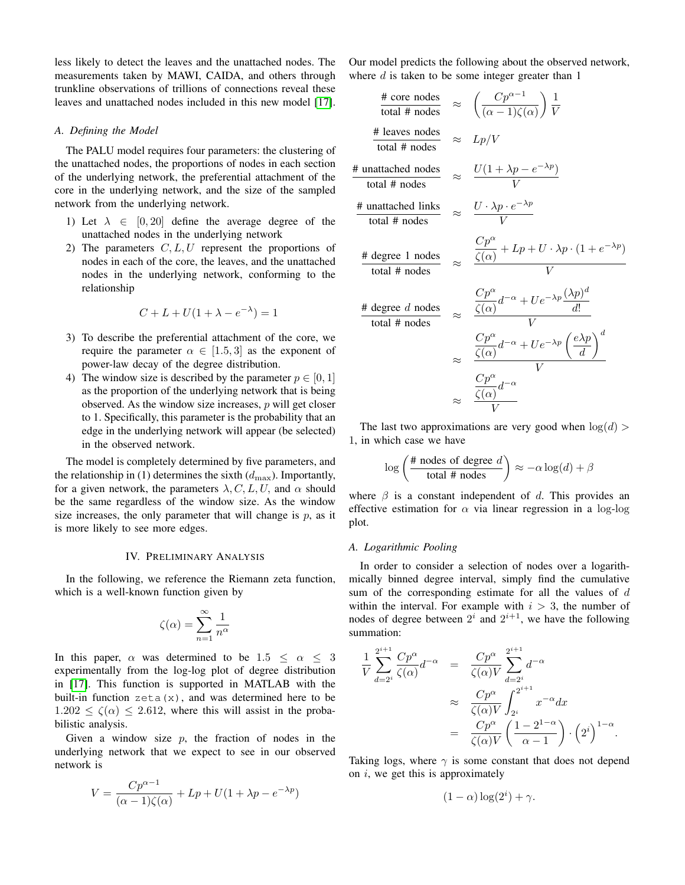less likely to detect the leaves and the unattached nodes. The measurements taken by MAWI, CAIDA, and others through trunkline observations of trillions of connections reveal these leaves and unattached nodes included in this new model [17].

### A. Defining the Model

The PALU model requires four parameters: the clustering of the unattached nodes, the proportions of nodes in each section of the underlying network, the preferential attachment of the core in the underlying network, and the size of the sampled network from the underlying network.

1) Let $\lambda \in [0, 20]$ define the average degree of the unattached nodes in the underlying network
2) The parameters $C, L, U$ represent the proportions of nodes in each of the core, the leaves, and the unattached nodes in the underlying network, conforming to the relationship

$$C + L + U(1 + \lambda - e^{-\lambda}) = 1$$

3) To describe the preferential attachment of the core, we require the parameter $\alpha \in [1.5, 3]$ as the exponent of power-law decay of the degree distribution.
4) The window size is described by the parameter $p \in [0, 1]$ as the proportion of the underlying network that is being observed. As the window size increases, $p$ will get closer to 1. Specifically, this parameter is the probability that an edge in the underlying network will appear (be selected) in the observed network.

The model is completely determined by five parameters, and the relationship in (1) determines the sixth ($d_{\max}$). Importantly, for a given network, the parameters $\lambda, C, L, U$, and $\alpha$ should be the same regardless of the window size. As the window size increases, the only parameter that will change is $p$, as it is more likely to see more edges.

## IV. Preliminary Analysis

In the following, we reference the Riemann zeta function, which is a well-known function given by

$$\zeta(\alpha) = \sum_{n=1}^{\infty} \frac{1}{n^{\alpha}}$$

In this paper, $\alpha$ was determined to be $1.5 \leq \alpha \leq 3$ experimentally from the log-log plot of degree distribution in [17]. This function is supported in MATLAB with the built-in function `zeta(x)`, and was determined here to be $1.202 \leq \zeta(\alpha) \leq 2.612$, where this will assist in the probabilistic analysis.

Given a window size $p$, the fraction of nodes in the underlying network that we expect to see in our observed network is

$$V = \frac{Cp^{\alpha-1}}{(\alpha-1)\zeta(\alpha)} + Lp + U(1 + \lambda p - e^{-\lambda p})$$

Our model predicts the following about the observed network, where $d$ is taken to be some integer greater than 1

$$\frac{\text{\# core nodes}}{\text{total \# nodes}} \approx \left(\frac{Cp^{\alpha-1}}{(\alpha-1)\zeta(\alpha)}\right)\frac{1}{V}$$

$$\frac{\text{\# leaves nodes}}{\text{total \# nodes}} \approx Lp/V$$

$$\frac{\text{\# unattached nodes}}{\text{total \# nodes}} \approx \frac{U(1 + \lambda p - e^{-\lambda p})}{V}$$

$$\frac{\text{\# unattached links}}{\text{total \# nodes}} \approx \frac{U \cdot \lambda p \cdot e^{-\lambda p}}{V}$$

$$\frac{\text{\# degree 1 nodes}}{\text{total \# nodes}} \approx \frac{\frac{Cp^{\alpha}}{\zeta(\alpha)} + Lp + U \cdot \lambda p \cdot (1 + e^{-\lambda p})}{V}$$

$$\begin{aligned}
\frac{\text{\# degree } d \text{ nodes}}{\text{total \# nodes}} &\approx \frac{\frac{Cp^{\alpha}}{\zeta(\alpha)}d^{-\alpha} + Ue^{-\lambda p}\frac{(\lambda p)^d}{d!}}{V} \\
&\approx \frac{\frac{Cp^{\alpha}}{\zeta(\alpha)}d^{-\alpha} + Ue^{-\lambda p}\left(\frac{e\lambda p}{d}\right)^d}{V} \\
&\approx \frac{\frac{Cp^{\alpha}}{\zeta(\alpha)}d^{-\alpha}}{V}
\end{aligned}$$

The last two approximations are very good when $\log(d) > 1$, in which case we have

$$\log\left(\frac{\text{\# nodes of degree } d}{\text{total \# nodes}}\right) \approx -\alpha \log(d) + \beta$$

where $\beta$ is a constant independent of $d$. This provides an effective estimation for $\alpha$ via linear regression in a log-log plot.

### A. Logarithmic Pooling

In order to consider a selection of nodes over a logarithmically binned degree interval, simply find the cumulative sum of the corresponding estimate for all the values of $d$ within the interval. For example with $i > 3$, the number of nodes of degree between $2^i$ and $2^{i+1}$, we have the following summation:

$$\begin{aligned}
\frac{1}{V}\sum_{d=2^i}^{2^{i+1}} \frac{Cp^{\alpha}}{\zeta(\alpha)}d^{-\alpha} &= \frac{Cp^{\alpha}}{\zeta(\alpha)V}\sum_{d=2^i}^{2^{i+1}} d^{-\alpha} \\
&\approx \frac{Cp^{\alpha}}{\zeta(\alpha)V}\int_{2^i}^{2^{i+1}} x^{-\alpha}dx \\
&= \frac{Cp^{\alpha}}{\zeta(\alpha)V}\left(\frac{1-2^{1-\alpha}}{\alpha-1}\right)\cdot\left(2^i\right)^{1-\alpha}.
\end{aligned}$$

Taking logs, where $\gamma$ is some constant that does not depend on $i$, we get this is approximately

$$(1-\alpha)\log(2^i) + \gamma.$$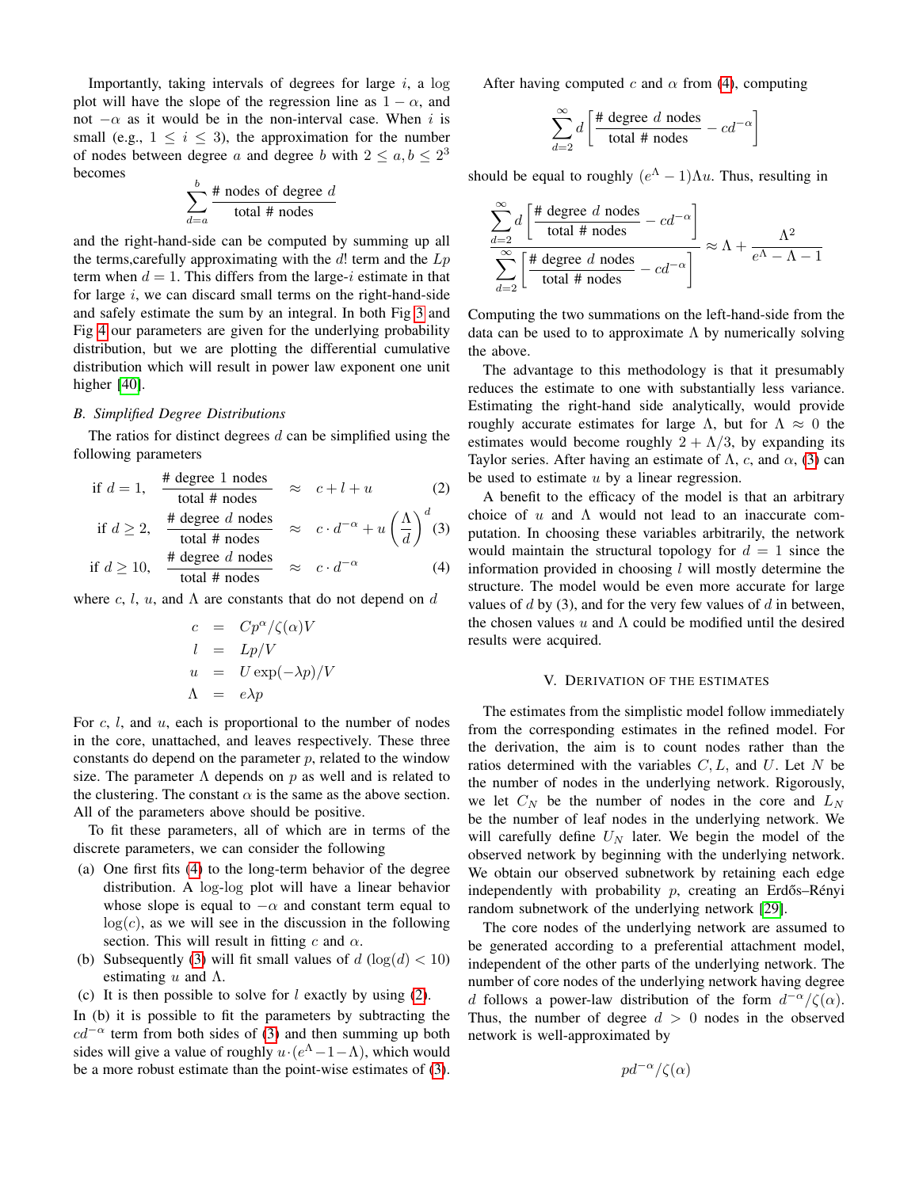Importantly, taking intervals of degrees for large $i$, a log plot will have the slope of the regression line as $1-\alpha$, and not $-\alpha$ as it would be in the non-interval case. When $i$ is small (e.g., $1 \leq i \leq 3$), the approximation for the number of nodes between degree $a$ and degree $b$ with $2 \leq a, b \leq 2^3$ becomes

$$\sum_{d=a}^{b} \frac{\text{\# nodes of degree } d}{\text{total \# nodes}}$$

and the right-hand-side can be computed by summing up all the terms,carefully approximating with the $d!$ term and the $Lp$ term when $d = 1$. This differs from the large-$i$ estimate in that for large $i$, we can discard small terms on the right-hand-side and safely estimate the sum by an integral. In both Fig 3 and Fig 4 our parameters are given for the underlying probability distribution, but we are plotting the differential cumulative distribution which will result in power law exponent one unit higher [40].

### B. Simplified Degree Distributions

The ratios for distinct degrees $d$ can be simplified using the following parameters

$$\text{if } d=1, \quad \frac{\text{\# degree 1 nodes}}{\text{total \# nodes}} \approx c+l+u \tag{2}$$

$$\text{if } d\geq 2, \quad \frac{\text{\# degree } d \text{ nodes}}{\text{total \# nodes}} \approx c \cdot d^{-\alpha} + u\left(\frac{\Lambda}{d}\right)^{d} \tag{3}$$

$$\text{if } d\geq 10, \quad \frac{\text{\# degree } d \text{ nodes}}{\text{total \# nodes}} \approx c \cdot d^{-\alpha} \tag{4}$$

where $c$, $l$, $u$, and $\Lambda$ are constants that do not depend on $d$

$$\begin{aligned} c &= Cp^{\alpha}/\zeta(\alpha)V \\ l &= Lp/V \\ u &= U\exp(-\lambda p)/V \\ \Lambda &= e\lambda p \end{aligned}$$

For $c$, $l$, and $u$, each is proportional to the number of nodes in the core, unattached, and leaves respectively. These three constants do depend on the parameter $p$, related to the window size. The parameter $\Lambda$ depends on $p$ as well and is related to the clustering. The constant $\alpha$ is the same as the above section. All of the parameters above should be positive.

To fit these parameters, all of which are in terms of the discrete parameters, we can consider the following

(a) One first fits (4) to the long-term behavior of the degree distribution. A log-log plot will have a linear behavior whose slope is equal to $-\alpha$ and constant term equal to $\log(c)$, as we will see in the discussion in the following section. This will result in fitting $c$ and $\alpha$.
(b) Subsequently (3) will fit small values of $d$ ($\log(d) < 10$) estimating $u$ and $\Lambda$.
(c) It is then possible to solve for $l$ exactly by using (2).

In (b) it is possible to fit the parameters by subtracting the $cd^{-\alpha}$ term from both sides of (3) and then summing up both sides will give a value of roughly $u\cdot(e^{\Lambda}-1-\Lambda)$, which would be a more robust estimate than the point-wise estimates of (3).

After having computed $c$ and $\alpha$ from (4), computing

$$\sum_{d=2}^{\infty} d\left[\frac{\text{\# degree } d \text{ nodes}}{\text{total \# nodes}} - cd^{-\alpha}\right]$$

should be equal to roughly $(e^{\Lambda}-1)\Lambda u$. Thus, resulting in

$$\frac{\sum_{d=2}^{\infty} d\left[\frac{\text{\# degree } d \text{ nodes}}{\text{total \# nodes}} - cd^{-\alpha}\right]}{\sum_{d=2}^{\infty} \left[\frac{\text{\# degree } d \text{ nodes}}{\text{total \# nodes}} - cd^{-\alpha}\right]} \approx \Lambda + \frac{\Lambda^2}{e^{\Lambda}-\Lambda-1}$$

Computing the two summations on the left-hand-side from the data can be used to to approximate $\Lambda$ by numerically solving the above.

The advantage to this methodology is that it presumably reduces the estimate to one with substantially less variance. Estimating the right-hand side analytically, would provide roughly accurate estimates for large $\Lambda$, but for $\Lambda \approx 0$ the estimates would become roughly $2 + \Lambda/3$, by expanding its Taylor series. After having an estimate of $\Lambda$, $c$, and $\alpha$, (3) can be used to estimate $u$ by a linear regression.

A benefit to the efficacy of the model is that an arbitrary choice of $u$ and $\Lambda$ would not lead to an inaccurate computation. In choosing these variables arbitrarily, the network would maintain the structural topology for $d = 1$ since the information provided in choosing $l$ will mostly determine the structure. The model would be even more accurate for large values of $d$ by (3), and for the very few values of $d$ in between, the chosen values $u$ and $\Lambda$ could be modified until the desired results were acquired.

## V. Derivation of the Estimates

The estimates from the simplistic model follow immediately from the corresponding estimates in the refined model. For the derivation, the aim is to count nodes rather than the ratios determined with the variables $C, L$, and $U$. Let $N$ be the number of nodes in the underlying network. Rigorously, we let $C_N$ be the number of nodes in the core and $L_N$ be the number of leaf nodes in the underlying network. We will carefully define $U_N$ later. We begin the model of the observed network by beginning with the underlying network. We obtain our observed subnetwork by retaining each edge independently with probability $p$, creating an Erdős–Rényi random subnetwork of the underlying network [29].

The core nodes of the underlying network are assumed to be generated according to a preferential attachment model, independent of the other parts of the underlying network. The number of core nodes of the underlying network having degree $d$ follows a power-law distribution of the form $d^{-\alpha}/\zeta(\alpha)$. Thus, the number of degree $d > 0$ nodes in the observed network is well-approximated by

$$pd^{-\alpha}/\zeta(\alpha)$$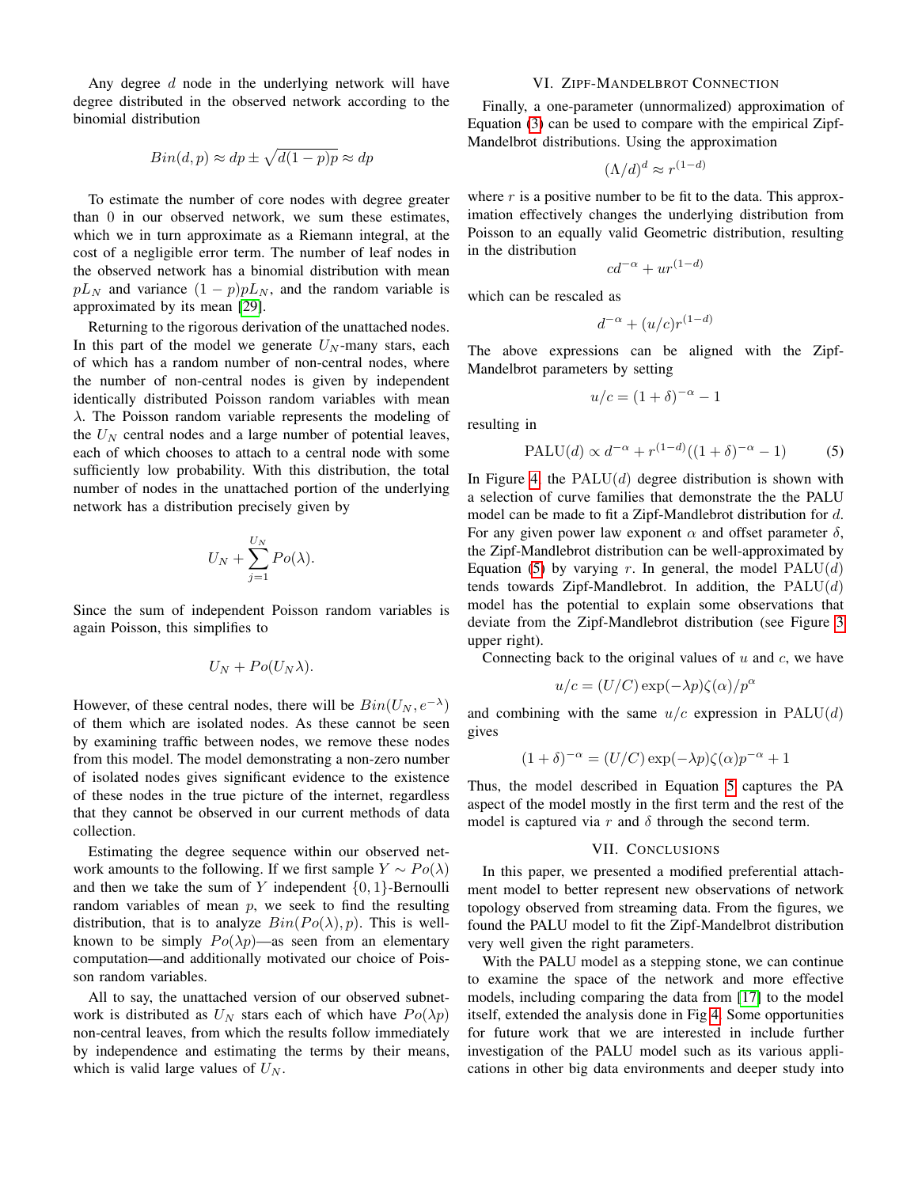Any degree $d$ node in the underlying network will have degree distributed in the observed network according to the binomial distribution

$$Bin(d, p) \approx dp \pm \sqrt{d(1-p)p} \approx dp$$

To estimate the number of core nodes with degree greater than 0 in our observed network, we sum these estimates, which we in turn approximate as a Riemann integral, at the cost of a negligible error term. The number of leaf nodes in the observed network has a binomial distribution with mean $pL_N$ and variance $(1-p)pL_N$, and the random variable is approximated by its mean [29].

Returning to the rigorous derivation of the unattached nodes. In this part of the model we generate $U_N$-many stars, each of which has a random number of non-central nodes, where the number of non-central nodes is given by independent identically distributed Poisson random variables with mean $\lambda$. The Poisson random variable represents the modeling of the $U_N$ central nodes and a large number of potential leaves, each of which chooses to attach to a central node with some sufficiently low probability. With this distribution, the total number of nodes in the unattached portion of the underlying network has a distribution precisely given by

$$U_N + \sum_{j=1}^{U_N} Po(\lambda).$$

Since the sum of independent Poisson random variables is again Poisson, this simplifies to

$$U_N + Po(U_N \lambda).$$

However, of these central nodes, there will be $Bin(U_N, e^{-\lambda})$ of them which are isolated nodes. As these cannot be seen by examining traffic between nodes, we remove these nodes from this model. The model demonstrating a non-zero number of isolated nodes gives significant evidence to the existence of these nodes in the true picture of the internet, regardless that they cannot be observed in our current methods of data collection.

Estimating the degree sequence within our observed network amounts to the following. If we first sample $Y \sim Po(\lambda)$ and then we take the sum of $Y$ independent $\{0, 1\}$-Bernoulli random variables of mean $p$, we seek to find the resulting distribution, that is to analyze $Bin(Po(\lambda), p)$. This is well-known to be simply $Po(\lambda p)$—as seen from an elementary computation—and additionally motivated our choice of Poisson random variables.

All to say, the unattached version of our observed subnetwork is distributed as $U_N$ stars each of which have $Po(\lambda p)$ non-central leaves, from which the results follow immediately by independence and estimating the terms by their means, which is valid large values of $U_N$.

## VI. Zipf-Mandelbrot Connection

Finally, a one-parameter (unnormalized) approximation of Equation (3) can be used to compare with the empirical Zipf-Mandelbrot distributions. Using the approximation

$$(\Lambda/d)^d \approx r^{(1-d)}$$

where $r$ is a positive number to be fit to the data. This approximation effectively changes the underlying distribution from Poisson to an equally valid Geometric distribution, resulting in the distribution

$$cd^{-\alpha} + ur^{(1-d)}$$

which can be rescaled as

$$d^{-\alpha} + (u/c)r^{(1-d)}$$

The above expressions can be aligned with the Zipf-Mandelbrot parameters by setting

$$u/c = (1+\delta)^{-\alpha} - 1$$

resulting in

$$\text{PALU}(d) \propto d^{-\alpha} + r^{(1-d)}((1+\delta)^{-\alpha} - 1) \qquad (5)$$

In Figure 4 the $\text{PALU}(d)$ degree distribution is shown with a selection of curve families that demonstrate the the PALU model can be made to fit a Zipf-Mandelbrot distribution for $d$. For any given power law exponent $\alpha$ and offset parameter $\delta$, the Zipf-Mandelbrot distribution can be well-approximated by Equation (5) by varying $r$. In general, the model $\text{PALU}(d)$ tends towards Zipf-Mandelbrot. In addition, the $\text{PALU}(d)$ model has the potential to explain some observations that deviate from the Zipf-Mandelbrot distribution (see Figure 3 upper right).

Connecting back to the original values of $u$ and $c$, we have

$$u/c = (U/C)\exp(-\lambda p)\zeta(\alpha)/p^{\alpha}$$

and combining with the same $u/c$ expression in $\text{PALU}(d)$ gives

$$(1+\delta)^{-\alpha} = (U/C)\exp(-\lambda p)\zeta(\alpha)p^{-\alpha} + 1$$

Thus, the model described in Equation 5 captures the PA aspect of the model mostly in the first term and the rest of the model is captured via $r$ and $\delta$ through the second term.

## VII. Conclusions

In this paper, we presented a modified preferential attachment model to better represent new observations of network topology observed from streaming data. From the figures, we found the PALU model to fit the Zipf-Mandelbrot distribution very well given the right parameters.

With the PALU model as a stepping stone, we can continue to examine the space of the network and more effective models, including comparing the data from [17] to the model itself, extended the analysis done in Fig 4. Some opportunities for future work that we are interested in include further investigation of the PALU model such as its various applications in other big data environments and deeper study into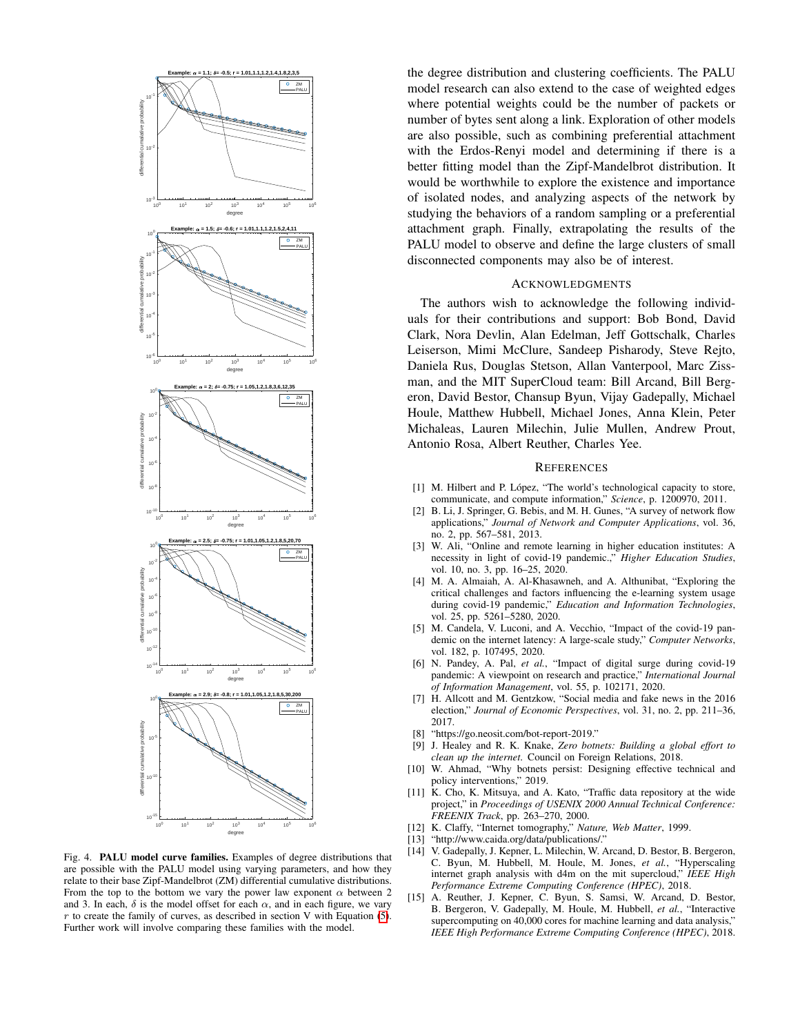Example: $\alpha$ = 1.1; $\delta$= -0.5; r = 1.01,1.1,1.2,1.4,1.8,2,3,5

ZM
PALU

differential cumulative probability

degree

Example: $\alpha$ = 1.5; $\delta$= -0.6; r = 1.01,1.1,1.2,1.5,2,4,11

Example: $\alpha$ = 2; $\delta$= -0.75; r = 1.05,1.2,1.8,3,6,12,35

Example: $\alpha$ = 2.5; $\delta$= -0.75; r = 1.01,1.05,1.2,1.8,5,20,70

Example: $\alpha$ = 2.9; $\delta$= -0.8; r = 1.01,1.05,1.2,1.8,5,30,200

Fig. 4. **PALU model curve families.** Examples of degree distributions that are possible with the PALU model using varying parameters, and how they relate to their base Zipf-Mandelbrot (ZM) differential cumulative distributions. From the top to the bottom we vary the power law exponent $\alpha$ between 2 and 3. In each, $\delta$ is the model offset for each $\alpha$, and in each figure, we vary $r$ to create the family of curves, as described in section V with Equation (5). Further work will involve comparing these families with the model.

the degree distribution and clustering coefficients. The PALU model research can also extend to the case of weighted edges where potential weights could be the number of packets or number of bytes sent along a link. Exploration of other models are also possible, such as combining preferential attachment with the Erdos-Renyi model and determining if there is a better fitting model than the Zipf-Mandelbrot distribution. It would be worthwhile to explore the existence and importance of isolated nodes, and analyzing aspects of the network by studying the behaviors of a random sampling or a preferential attachment graph. Finally, extrapolating the results of the PALU model to observe and define the large clusters of small disconnected components may also be of interest.

## Acknowledgments

The authors wish to acknowledge the following individuals for their contributions and support: Bob Bond, David Clark, Nora Devlin, Alan Edelman, Jeff Gottschalk, Charles Leiserson, Mimi McClure, Sandeep Pisharody, Steve Rejto, Daniela Rus, Douglas Stetson, Allan Vanterpool, Marc Zissman, and the MIT SuperCloud team: Bill Arcand, Bill Bergeron, David Bestor, Chansup Byun, Vijay Gadepally, Michael Houle, Matthew Hubbell, Michael Jones, Anna Klein, Peter Michaleas, Lauren Milechin, Julie Mullen, Andrew Prout, Antonio Rosa, Albert Reuther, Charles Yee.

## References

[1] M. Hilbert and P. López, "The world's technological capacity to store, communicate, and compute information," *Science*, p. 1200970, 2011.

[2] B. Li, J. Springer, G. Bebis, and M. H. Gunes, "A survey of network flow applications," *Journal of Network and Computer Applications*, vol. 36, no. 2, pp. 567–581, 2013.

[3] W. Ali, "Online and remote learning in higher education institutes: A necessity in light of covid-19 pandemic.," *Higher Education Studies*, vol. 10, no. 3, pp. 16–25, 2020.

[4] M. A. Almaiah, A. Al-Khasawneh, and A. Althunibat, "Exploring the critical challenges and factors influencing the e-learning system usage during covid-19 pandemic," *Education and Information Technologies*, vol. 25, pp. 5261–5280, 2020.

[5] M. Candela, V. Luconi, and A. Vecchio, "Impact of the covid-19 pandemic on the internet latency: A large-scale study," *Computer Networks*, vol. 182, p. 107495, 2020.

[6] N. Pandey, A. Pal, *et al.*, "Impact of digital surge during covid-19 pandemic: A viewpoint on research and practice," *International Journal of Information Management*, vol. 55, p. 102171, 2020.

[7] H. Allcott and M. Gentzkow, "Social media and fake news in the 2016 election," *Journal of Economic Perspectives*, vol. 31, no. 2, pp. 211–36, 2017.

[8] "https://go.neosit.com/bot-report-2019."

[9] J. Healey and R. K. Knake, *Zero botnets: Building a global effort to clean up the internet*. Council on Foreign Relations, 2018.

[10] W. Ahmad, "Why botnets persist: Designing effective technical and policy interventions," 2019.

[11] K. Cho, K. Mitsuya, and A. Kato, "Traffic data repository at the wide project," in *Proceedings of USENIX 2000 Annual Technical Conference: FREENIX Track*, pp. 263–270, 2000.

[12] K. Claffy, "Internet tomography," *Nature, Web Matter*, 1999.

[13] "http://www.caida.org/data/publications/."

[14] V. Gadepally, J. Kepner, L. Milechin, W. Arcand, D. Bestor, B. Bergeron, C. Byun, M. Hubbell, M. Houle, M. Jones, *et al.*, "Hyperscaling internet graph analysis with d4m on the mit supercloud," *IEEE High Performance Extreme Computing Conference (HPEC)*, 2018.

[15] A. Reuther, J. Kepner, C. Byun, S. Samsi, W. Arcand, D. Bestor, B. Bergeron, V. Gadepally, M. Houle, M. Hubbell, *et al.*, "Interactive supercomputing on 40,000 cores for machine learning and data analysis," *IEEE High Performance Extreme Computing Conference (HPEC)*, 2018.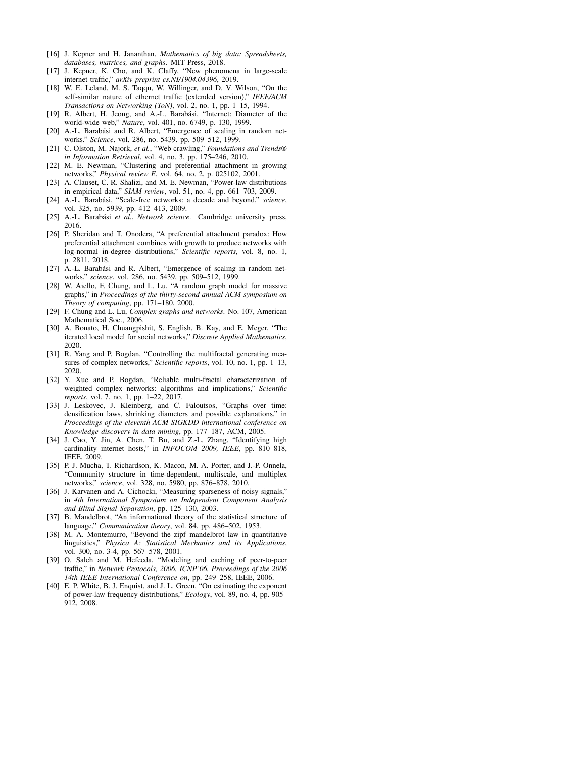[16] J. Kepner and H. Jananthan, *Mathematics of big data: Spreadsheets, databases, matrices, and graphs*. MIT Press, 2018.

[17] J. Kepner, K. Cho, and K. Claffy, "New phenomena in large-scale internet traffic," *arXiv preprint cs.NI/1904.04396*, 2019.

[18] W. E. Leland, M. S. Taqqu, W. Willinger, and D. V. Wilson, "On the self-similar nature of ethernet traffic (extended version)," *IEEE/ACM Transactions on Networking (ToN)*, vol. 2, no. 1, pp. 1–15, 1994.

[19] R. Albert, H. Jeong, and A.-L. Barabási, "Internet: Diameter of the world-wide web," *Nature*, vol. 401, no. 6749, p. 130, 1999.

[20] A.-L. Barabási and R. Albert, "Emergence of scaling in random networks," *Science*, vol. 286, no. 5439, pp. 509–512, 1999.

[21] C. Olston, M. Najork, *et al.*, "Web crawling," *Foundations and Trends® in Information Retrieval*, vol. 4, no. 3, pp. 175–246, 2010.

[22] M. E. Newman, "Clustering and preferential attachment in growing networks," *Physical review E*, vol. 64, no. 2, p. 025102, 2001.

[23] A. Clauset, C. R. Shalizi, and M. E. Newman, "Power-law distributions in empirical data," *SIAM review*, vol. 51, no. 4, pp. 661–703, 2009.

[24] A.-L. Barabási, "Scale-free networks: a decade and beyond," *science*, vol. 325, no. 5939, pp. 412–413, 2009.

[25] A.-L. Barabási *et al.*, *Network science*. Cambridge university press, 2016.

[26] P. Sheridan and T. Onodera, "A preferential attachment paradox: How preferential attachment combines with growth to produce networks with log-normal in-degree distributions," *Scientific reports*, vol. 8, no. 1, p. 2811, 2018.

[27] A.-L. Barabási and R. Albert, "Emergence of scaling in random networks," *science*, vol. 286, no. 5439, pp. 509–512, 1999.

[28] W. Aiello, F. Chung, and L. Lu, "A random graph model for massive graphs," in *Proceedings of the thirty-second annual ACM symposium on Theory of computing*, pp. 171–180, 2000.

[29] F. Chung and L. Lu, *Complex graphs and networks*. No. 107, American Mathematical Soc., 2006.

[30] A. Bonato, H. Chuangpishit, S. English, B. Kay, and E. Meger, "The iterated local model for social networks," *Discrete Applied Mathematics*, 2020.

[31] R. Yang and P. Bogdan, "Controlling the multifractal generating measures of complex networks," *Scientific reports*, vol. 10, no. 1, pp. 1–13, 2020.

[32] Y. Xue and P. Bogdan, "Reliable multi-fractal characterization of weighted complex networks: algorithms and implications," *Scientific reports*, vol. 7, no. 1, pp. 1–22, 2017.

[33] J. Leskovec, J. Kleinberg, and C. Faloutsos, "Graphs over time: densification laws, shrinking diameters and possible explanations," in *Proceedings of the eleventh ACM SIGKDD international conference on Knowledge discovery in data mining*, pp. 177–187, ACM, 2005.

[34] J. Cao, Y. Jin, A. Chen, T. Bu, and Z.-L. Zhang, "Identifying high cardinality internet hosts," in *INFOCOM 2009, IEEE*, pp. 810–818, IEEE, 2009.

[35] P. J. Mucha, T. Richardson, K. Macon, M. A. Porter, and J.-P. Onnela, "Community structure in time-dependent, multiscale, and multiplex networks," *science*, vol. 328, no. 5980, pp. 876–878, 2010.

[36] J. Karvanen and A. Cichocki, "Measuring sparseness of noisy signals," in *4th International Symposium on Independent Component Analysis and Blind Signal Separation*, pp. 125–130, 2003.

[37] B. Mandelbrot, "An informational theory of the statistical structure of language," *Communication theory*, vol. 84, pp. 486–502, 1953.

[38] M. A. Montemurro, "Beyond the zipf–mandelbrot law in quantitative linguistics," *Physica A: Statistical Mechanics and its Applications*, vol. 300, no. 3-4, pp. 567–578, 2001.

[39] O. Saleh and M. Hefeeda, "Modeling and caching of peer-to-peer traffic," in *Network Protocols, 2006. ICNP'06. Proceedings of the 2006 14th IEEE International Conference on*, pp. 249–258, IEEE, 2006.

[40] E. P. White, B. J. Enquist, and J. L. Green, "On estimating the exponent of power-law frequency distributions," *Ecology*, vol. 89, no. 4, pp. 905–912, 2008.